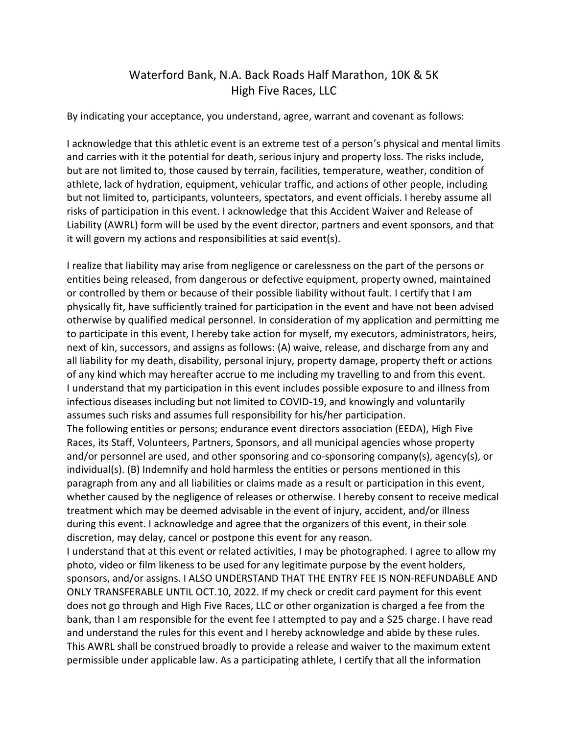# Waterford Bank, N.A. Back Roads Half Marathon, 10K & 5K
# High Five Races, LLC

By indicating your acceptance, you understand, agree, warrant and covenant as follows:

I acknowledge that this athletic event is an extreme test of a person's physical and mental limits and carries with it the potential for death, serious injury and property loss. The risks include, but are not limited to, those caused by terrain, facilities, temperature, weather, condition of athlete, lack of hydration, equipment, vehicular traffic, and actions of other people, including but not limited to, participants, volunteers, spectators, and event officials. I hereby assume all risks of participation in this event. I acknowledge that this Accident Waiver and Release of Liability (AWRL) form will be used by the event director, partners and event sponsors, and that it will govern my actions and responsibilities at said event(s).

I realize that liability may arise from negligence or carelessness on the part of the persons or entities being released, from dangerous or defective equipment, property owned, maintained or controlled by them or because of their possible liability without fault. I certify that I am physically fit, have sufficiently trained for participation in the event and have not been advised otherwise by qualified medical personnel. In consideration of my application and permitting me to participate in this event, I hereby take action for myself, my executors, administrators, heirs, next of kin, successors, and assigns as follows: (A) waive, release, and discharge from any and all liability for my death, disability, personal injury, property damage, property theft or actions of any kind which may hereafter accrue to me including my travelling to and from this event. I understand that my participation in this event includes possible exposure to and illness from infectious diseases including but not limited to COVID-19, and knowingly and voluntarily assumes such risks and assumes full responsibility for his/her participation.
The following entities or persons; endurance event directors association (EEDA), High Five Races, its Staff, Volunteers, Partners, Sponsors, and all municipal agencies whose property and/or personnel are used, and other sponsoring and co-sponsoring company(s), agency(s), or individual(s). (B) Indemnify and hold harmless the entities or persons mentioned in this paragraph from any and all liabilities or claims made as a result or participation in this event, whether caused by the negligence of releases or otherwise. I hereby consent to receive medical treatment which may be deemed advisable in the event of injury, accident, and/or illness during this event. I acknowledge and agree that the organizers of this event, in their sole discretion, may delay, cancel or postpone this event for any reason.
I understand that at this event or related activities, I may be photographed. I agree to allow my photo, video or film likeness to be used for any legitimate purpose by the event holders, sponsors, and/or assigns. I ALSO UNDERSTAND THAT THE ENTRY FEE IS NON-REFUNDABLE AND ONLY TRANSFERABLE UNTIL OCT.10, 2022. If my check or credit card payment for this event does not go through and High Five Races, LLC or other organization is charged a fee from the bank, than I am responsible for the event fee I attempted to pay and a $25 charge. I have read and understand the rules for this event and I hereby acknowledge and abide by these rules. This AWRL shall be construed broadly to provide a release and waiver to the maximum extent permissible under applicable law. As a participating athlete, I certify that all the information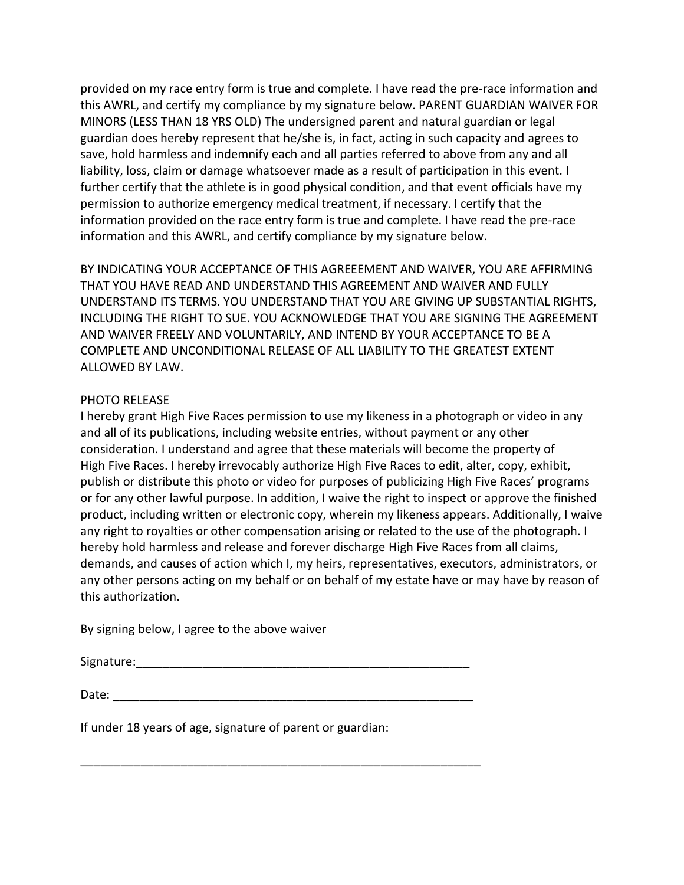provided on my race entry form is true and complete. I have read the pre-race information and this AWRL, and certify my compliance by my signature below. PARENT GUARDIAN WAIVER FOR MINORS (LESS THAN 18 YRS OLD) The undersigned parent and natural guardian or legal guardian does hereby represent that he/she is, in fact, acting in such capacity and agrees to save, hold harmless and indemnify each and all parties referred to above from any and all liability, loss, claim or damage whatsoever made as a result of participation in this event. I further certify that the athlete is in good physical condition, and that event officials have my permission to authorize emergency medical treatment, if necessary. I certify that the information provided on the race entry form is true and complete. I have read the pre-race information and this AWRL, and certify compliance by my signature below.

BY INDICATING YOUR ACCEPTANCE OF THIS AGREEEMENT AND WAIVER, YOU ARE AFFIRMING THAT YOU HAVE READ AND UNDERSTAND THIS AGREEMENT AND WAIVER AND FULLY UNDERSTAND ITS TERMS. YOU UNDERSTAND THAT YOU ARE GIVING UP SUBSTANTIAL RIGHTS, INCLUDING THE RIGHT TO SUE. YOU ACKNOWLEDGE THAT YOU ARE SIGNING THE AGREEMENT AND WAIVER FREELY AND VOLUNTARILY, AND INTEND BY YOUR ACCEPTANCE TO BE A COMPLETE AND UNCONDITIONAL RELEASE OF ALL LIABILITY TO THE GREATEST EXTENT ALLOWED BY LAW.

PHOTO RELEASE

I hereby grant High Five Races permission to use my likeness in a photograph or video in any and all of its publications, including website entries, without payment or any other consideration. I understand and agree that these materials will become the property of High Five Races. I hereby irrevocably authorize High Five Races to edit, alter, copy, exhibit, publish or distribute this photo or video for purposes of publicizing High Five Races' programs or for any other lawful purpose. In addition, I waive the right to inspect or approve the finished product, including written or electronic copy, wherein my likeness appears. Additionally, I waive any right to royalties or other compensation arising or related to the use of the photograph. I hereby hold harmless and release and forever discharge High Five Races from all claims, demands, and causes of action which I, my heirs, representatives, executors, administrators, or any other persons acting on my behalf or on behalf of my estate have or may have by reason of this authorization.

By signing below, I agree to the above waiver

Signature:___________________________________________________

Date: _______________________________________________________

If under 18 years of age, signature of parent or guardian:

______________________________________________________________